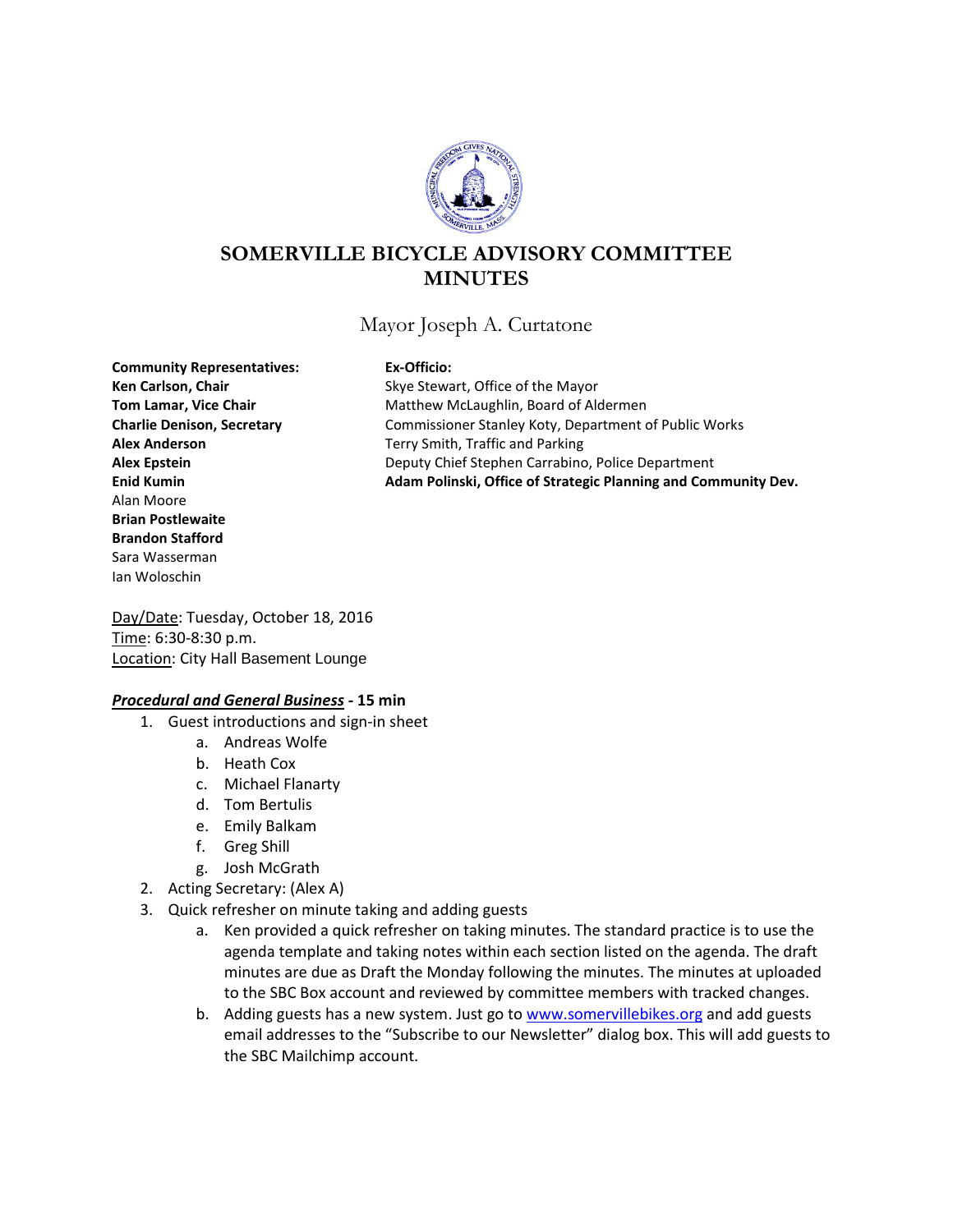# SOMERVILLE BICYCLE ADVISORY COMMITTEE MINUTES

Mayor Joseph A. Curtatone

**Community Representatives:**
**Ken Carlson, Chair**
**Tom Lamar, Vice Chair**
**Charlie Denison, Secretary**
**Alex Anderson**
**Alex Epstein**
**Enid Kumin**
Alan Moore
**Brian Postlewaite**
**Brandon Stafford**
Sara Wasserman
Ian Woloschin

**Ex-Officio:**
Skye Stewart, Office of the Mayor
Matthew McLaughlin, Board of Aldermen
Commissioner Stanley Koty, Department of Public Works
Terry Smith, Traffic and Parking
Deputy Chief Stephen Carrabino, Police Department
**Adam Polinski, Office of Strategic Planning and Community Dev.**

Day/Date: Tuesday, October 18, 2016
Time: 6:30-8:30 p.m.
Location: City Hall Basement Lounge

***Procedural and General Business*** **- 15 min**

1. Guest introductions and sign-in sheet
   a. Andreas Wolfe
   b. Heath Cox
   c. Michael Flanarty
   d. Tom Bertulis
   e. Emily Balkam
   f. Greg Shill
   g. Josh McGrath
2. Acting Secretary: (Alex A)
3. Quick refresher on minute taking and adding guests
   a. Ken provided a quick refresher on taking minutes. The standard practice is to use the agenda template and taking notes within each section listed on the agenda. The draft minutes are due as Draft the Monday following the minutes. The minutes at uploaded to the SBC Box account and reviewed by committee members with tracked changes.
   b. Adding guests has a new system. Just go to www.somervillebikes.org and add guests email addresses to the "Subscribe to our Newsletter" dialog box. This will add guests to the SBC Mailchimp account.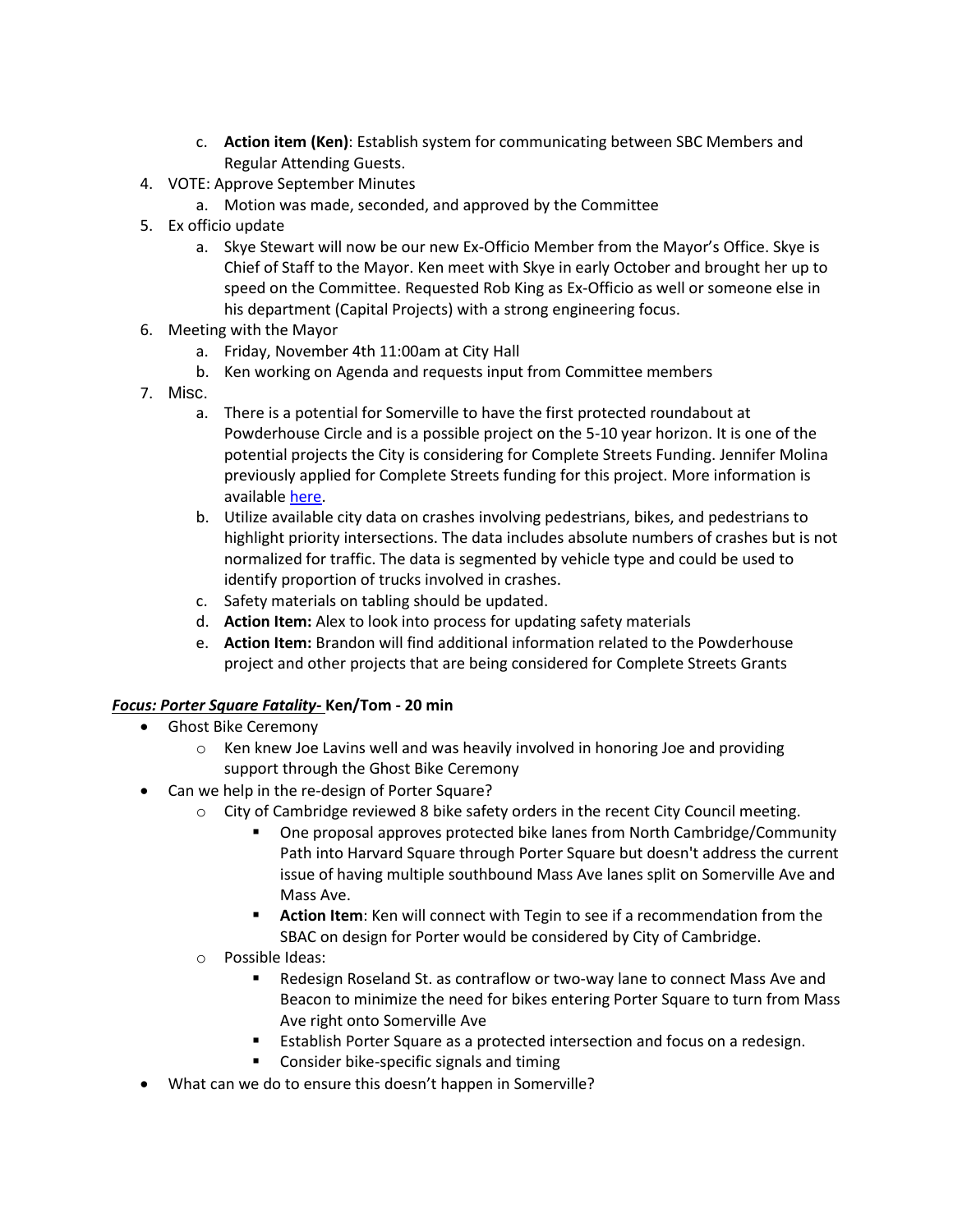c. **Action item (Ken)**: Establish system for communicating between SBC Members and Regular Attending Guests.

4. VOTE: Approve September Minutes
   a. Motion was made, seconded, and approved by the Committee
5. Ex officio update
   a. Skye Stewart will now be our new Ex-Officio Member from the Mayor's Office. Skye is Chief of Staff to the Mayor. Ken meet with Skye in early October and brought her up to speed on the Committee. Requested Rob King as Ex-Officio as well or someone else in his department (Capital Projects) with a strong engineering focus.
6. Meeting with the Mayor
   a. Friday, November 4th 11:00am at City Hall
   b. Ken working on Agenda and requests input from Committee members
7. Misc.
   a. There is a potential for Somerville to have the first protected roundabout at Powderhouse Circle and is a possible project on the 5-10 year horizon. It is one of the potential projects the City is considering for Complete Streets Funding. Jennifer Molina previously applied for Complete Streets funding for this project. More information is available here.
   b. Utilize available city data on crashes involving pedestrians, bikes, and pedestrians to highlight priority intersections. The data includes absolute numbers of crashes but is not normalized for traffic. The data is segmented by vehicle type and could be used to identify proportion of trucks involved in crashes.
   c. Safety materials on tabling should be updated.
   d. **Action Item:** Alex to look into process for updating safety materials
   e. **Action Item:** Brandon will find additional information related to the Powderhouse project and other projects that are being considered for Complete Streets Grants

***Focus: Porter Square Fatality-*** **Ken/Tom - 20 min**

- Ghost Bike Ceremony
  - Ken knew Joe Lavins well and was heavily involved in honoring Joe and providing support through the Ghost Bike Ceremony
- Can we help in the re-design of Porter Square?
  - City of Cambridge reviewed 8 bike safety orders in the recent City Council meeting.
    - One proposal approves protected bike lanes from North Cambridge/Community Path into Harvard Square through Porter Square but doesn't address the current issue of having multiple southbound Mass Ave lanes split on Somerville Ave and Mass Ave.
    - **Action Item**: Ken will connect with Tegin to see if a recommendation from the SBAC on design for Porter would be considered by City of Cambridge.
  - Possible Ideas:
    - Redesign Roseland St. as contraflow or two-way lane to connect Mass Ave and Beacon to minimize the need for bikes entering Porter Square to turn from Mass Ave right onto Somerville Ave
    - Establish Porter Square as a protected intersection and focus on a redesign.
    - Consider bike-specific signals and timing
- What can we do to ensure this doesn't happen in Somerville?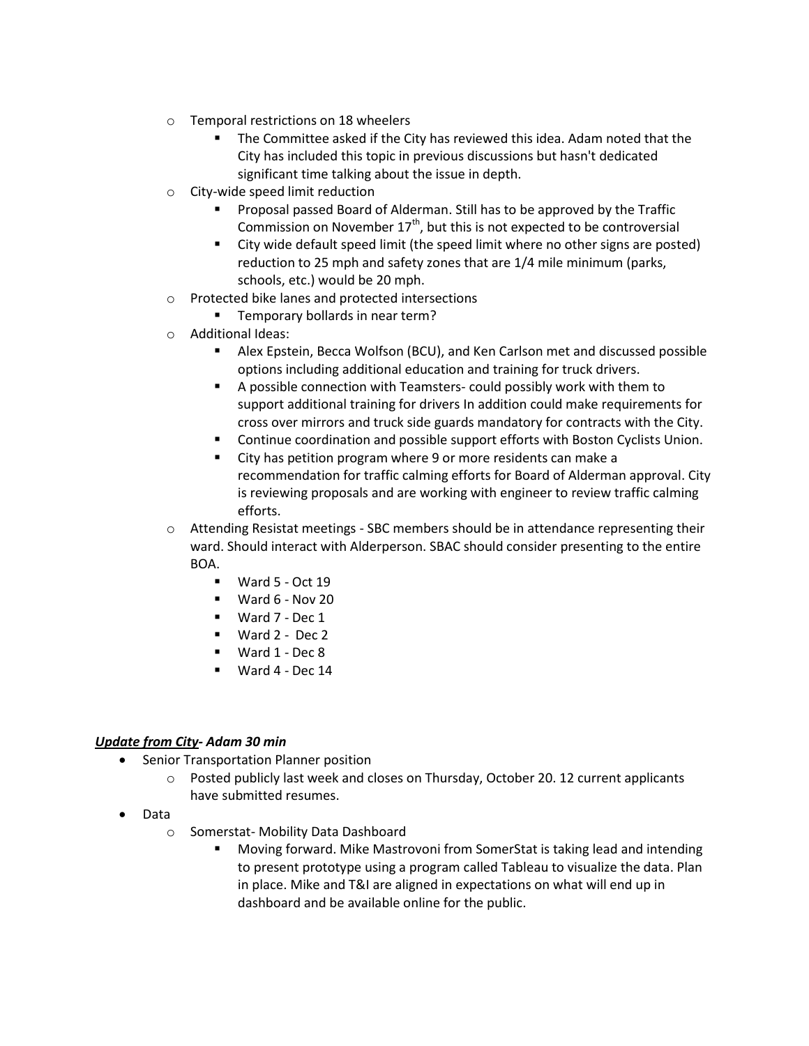- Temporal restrictions on 18 wheelers
    - The Committee asked if the City has reviewed this idea. Adam noted that the City has included this topic in previous discussions but hasn't dedicated significant time talking about the issue in depth.
- City-wide speed limit reduction
    - Proposal passed Board of Alderman. Still has to be approved by the Traffic Commission on November 17th, but this is not expected to be controversial
    - City wide default speed limit (the speed limit where no other signs are posted) reduction to 25 mph and safety zones that are 1/4 mile minimum (parks, schools, etc.) would be 20 mph.
- Protected bike lanes and protected intersections
    - Temporary bollards in near term?
- Additional Ideas:
    - Alex Epstein, Becca Wolfson (BCU), and Ken Carlson met and discussed possible options including additional education and training for truck drivers.
    - A possible connection with Teamsters- could possibly work with them to support additional training for drivers In addition could make requirements for cross over mirrors and truck side guards mandatory for contracts with the City.
    - Continue coordination and possible support efforts with Boston Cyclists Union.
    - City has petition program where 9 or more residents can make a recommendation for traffic calming efforts for Board of Alderman approval. City is reviewing proposals and are working with engineer to review traffic calming efforts.
- Attending Resistat meetings - SBC members should be in attendance representing their ward. Should interact with Alderperson. SBAC should consider presenting to the entire BOA.
    - Ward 5 - Oct 19
    - Ward 6 - Nov 20
    - Ward 7 - Dec 1
    - Ward 2 - Dec 2
    - Ward 1 - Dec 8
    - Ward 4 - Dec 14

***Update from City- Adam 30 min***

- Senior Transportation Planner position
    - Posted publicly last week and closes on Thursday, October 20. 12 current applicants have submitted resumes.
- Data
    - Somerstat- Mobility Data Dashboard
        - Moving forward. Mike Mastrovoni from SomerStat is taking lead and intending to present prototype using a program called Tableau to visualize the data. Plan in place. Mike and T&I are aligned in expectations on what will end up in dashboard and be available online for the public.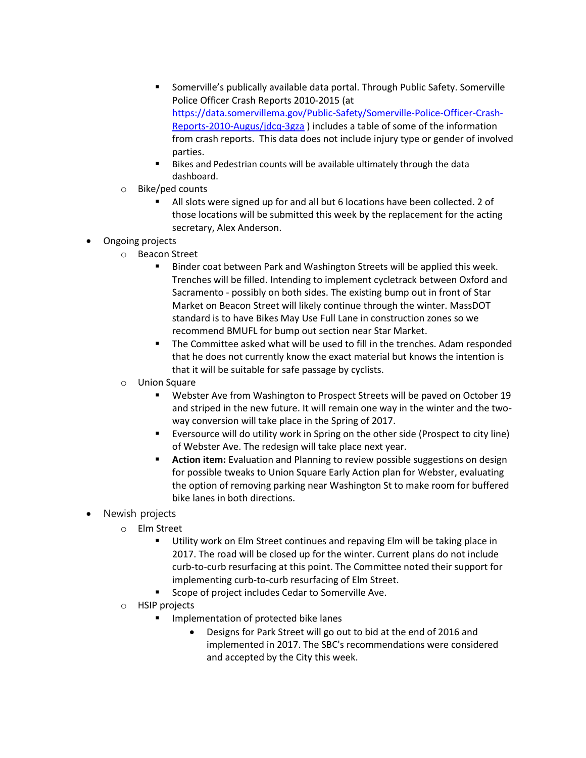- Somerville's publically available data portal. Through Public Safety. Somerville Police Officer Crash Reports 2010-2015 (at [https://data.somervillema.gov/Public-Safety/Somerville-Police-Officer-Crash-Reports-2010-Augus/jdcq-3gza](https://data.somervillema.gov/Public-Safety/Somerville-Police-Officer-Crash-Reports-2010-Augus/jdcq-3gza) ) includes a table of some of the information from crash reports. This data does not include injury type or gender of involved parties.
        - Bikes and Pedestrian counts will be available ultimately through the data dashboard.
    - Bike/ped counts
        - All slots were signed up for and all but 6 locations have been collected. 2 of those locations will be submitted this week by the replacement for the acting secretary, Alex Anderson.
- Ongoing projects
    - Beacon Street
        - Binder coat between Park and Washington Streets will be applied this week. Trenches will be filled. Intending to implement cycletrack between Oxford and Sacramento - possibly on both sides. The existing bump out in front of Star Market on Beacon Street will likely continue through the winter. MassDOT standard is to have Bikes May Use Full Lane in construction zones so we recommend BMUFL for bump out section near Star Market.
        - The Committee asked what will be used to fill in the trenches. Adam responded that he does not currently know the exact material but knows the intention is that it will be suitable for safe passage by cyclists.
    - Union Square
        - Webster Ave from Washington to Prospect Streets will be paved on October 19 and striped in the new future. It will remain one way in the winter and the two-way conversion will take place in the Spring of 2017.
        - Eversource will do utility work in Spring on the other side (Prospect to city line) of Webster Ave. The redesign will take place next year.
        - **Action item:** Evaluation and Planning to review possible suggestions on design for possible tweaks to Union Square Early Action plan for Webster, evaluating the option of removing parking near Washington St to make room for buffered bike lanes in both directions.
- Newish projects
    - Elm Street
        - Utility work on Elm Street continues and repaving Elm will be taking place in 2017. The road will be closed up for the winter. Current plans do not include curb-to-curb resurfacing at this point. The Committee noted their support for implementing curb-to-curb resurfacing of Elm Street.
        - Scope of project includes Cedar to Somerville Ave.
    - HSIP projects
        - Implementation of protected bike lanes
            - Designs for Park Street will go out to bid at the end of 2016 and implemented in 2017. The SBC's recommendations were considered and accepted by the City this week.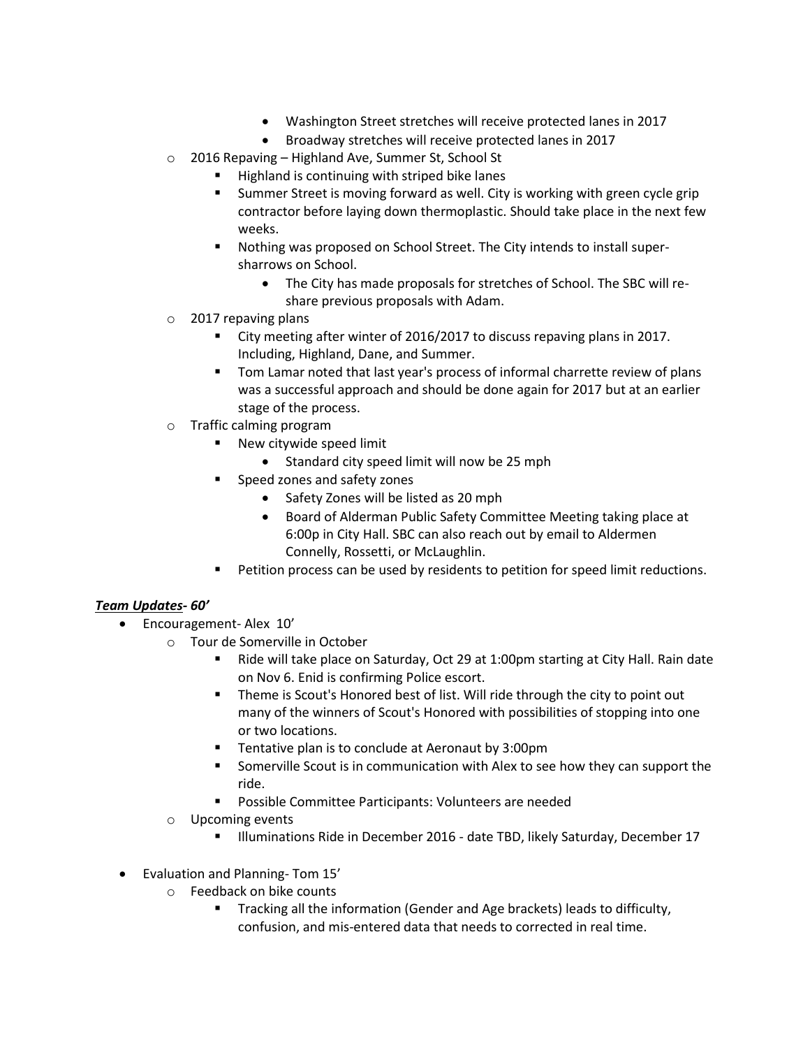- Washington Street stretches will receive protected lanes in 2017
            - Broadway stretches will receive protected lanes in 2017
    - 2016 Repaving – Highland Ave, Summer St, School St
        - Highland is continuing with striped bike lanes
        - Summer Street is moving forward as well. City is working with green cycle grip contractor before laying down thermoplastic. Should take place in the next few weeks.
        - Nothing was proposed on School Street. The City intends to install super-sharrows on School.
            - The City has made proposals for stretches of School. The SBC will re-share previous proposals with Adam.
    - 2017 repaving plans
        - City meeting after winter of 2016/2017 to discuss repaving plans in 2017. Including, Highland, Dane, and Summer.
        - Tom Lamar noted that last year's process of informal charrette review of plans was a successful approach and should be done again for 2017 but at an earlier stage of the process.
    - Traffic calming program
        - New citywide speed limit
            - Standard city speed limit will now be 25 mph
        - Speed zones and safety zones
            - Safety Zones will be listed as 20 mph
            - Board of Alderman Public Safety Committee Meeting taking place at 6:00p in City Hall. SBC can also reach out by email to Aldermen Connelly, Rossetti, or McLaughlin.
        - Petition process can be used by residents to petition for speed limit reductions.

***<u>Team Updates</u>- 60'***

- Encouragement- Alex 10'
    - Tour de Somerville in October
        - Ride will take place on Saturday, Oct 29 at 1:00pm starting at City Hall. Rain date on Nov 6. Enid is confirming Police escort.
        - Theme is Scout's Honored best of list. Will ride through the city to point out many of the winners of Scout's Honored with possibilities of stopping into one or two locations.
        - Tentative plan is to conclude at Aeronaut by 3:00pm
        - Somerville Scout is in communication with Alex to see how they can support the ride.
        - Possible Committee Participants: Volunteers are needed
    - Upcoming events
        - Illuminations Ride in December 2016 - date TBD, likely Saturday, December 17

- Evaluation and Planning- Tom 15'
    - Feedback on bike counts
        - Tracking all the information (Gender and Age brackets) leads to difficulty, confusion, and mis-entered data that needs to corrected in real time.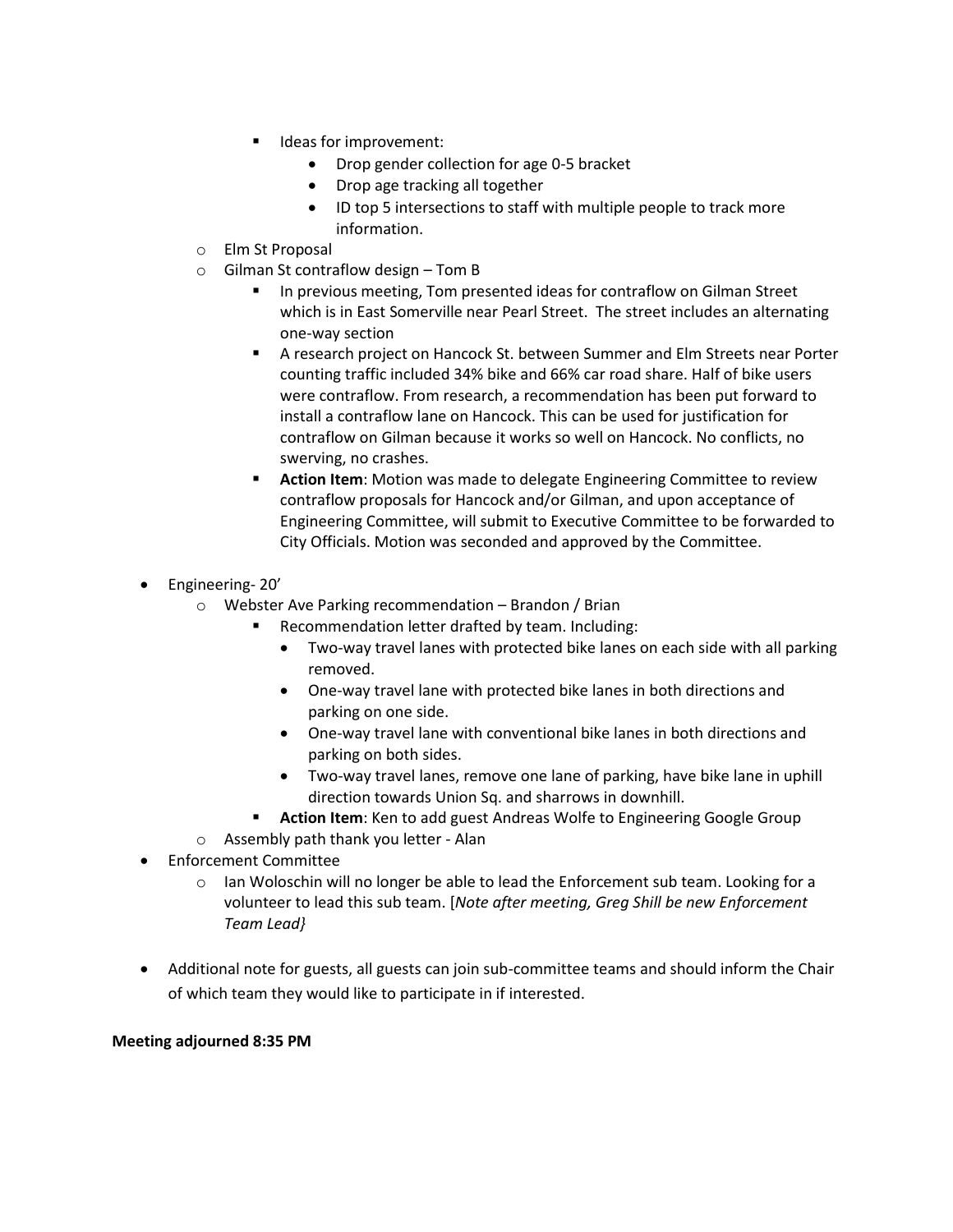- Ideas for improvement:
            - Drop gender collection for age 0-5 bracket
            - Drop age tracking all together
            - ID top 5 intersections to staff with multiple people to track more information.
    - Elm St Proposal
    - Gilman St contraflow design – Tom B
        - In previous meeting, Tom presented ideas for contraflow on Gilman Street which is in East Somerville near Pearl Street. The street includes an alternating one-way section
        - A research project on Hancock St. between Summer and Elm Streets near Porter counting traffic included 34% bike and 66% car road share. Half of bike users were contraflow. From research, a recommendation has been put forward to install a contraflow lane on Hancock. This can be used for justification for contraflow on Gilman because it works so well on Hancock. No conflicts, no swerving, no crashes.
        - **Action Item**: Motion was made to delegate Engineering Committee to review contraflow proposals for Hancock and/or Gilman, and upon acceptance of Engineering Committee, will submit to Executive Committee to be forwarded to City Officials. Motion was seconded and approved by the Committee.

- Engineering- 20'
    - Webster Ave Parking recommendation – Brandon / Brian
        - Recommendation letter drafted by team. Including:
            - Two-way travel lanes with protected bike lanes on each side with all parking removed.
            - One-way travel lane with protected bike lanes in both directions and parking on one side.
            - One-way travel lane with conventional bike lanes in both directions and parking on both sides.
            - Two-way travel lanes, remove one lane of parking, have bike lane in uphill direction towards Union Sq. and sharrows in downhill.
        - **Action Item**: Ken to add guest Andreas Wolfe to Engineering Google Group
    - Assembly path thank you letter - Alan
- Enforcement Committee
    - Ian Woloschin will no longer be able to lead the Enforcement sub team. Looking for a volunteer to lead this sub team. [*Note after meeting, Greg Shill be new Enforcement Team Lead}*

- Additional note for guests, all guests can join sub-committee teams and should inform the Chair of which team they would like to participate in if interested.

**Meeting adjourned 8:35 PM**